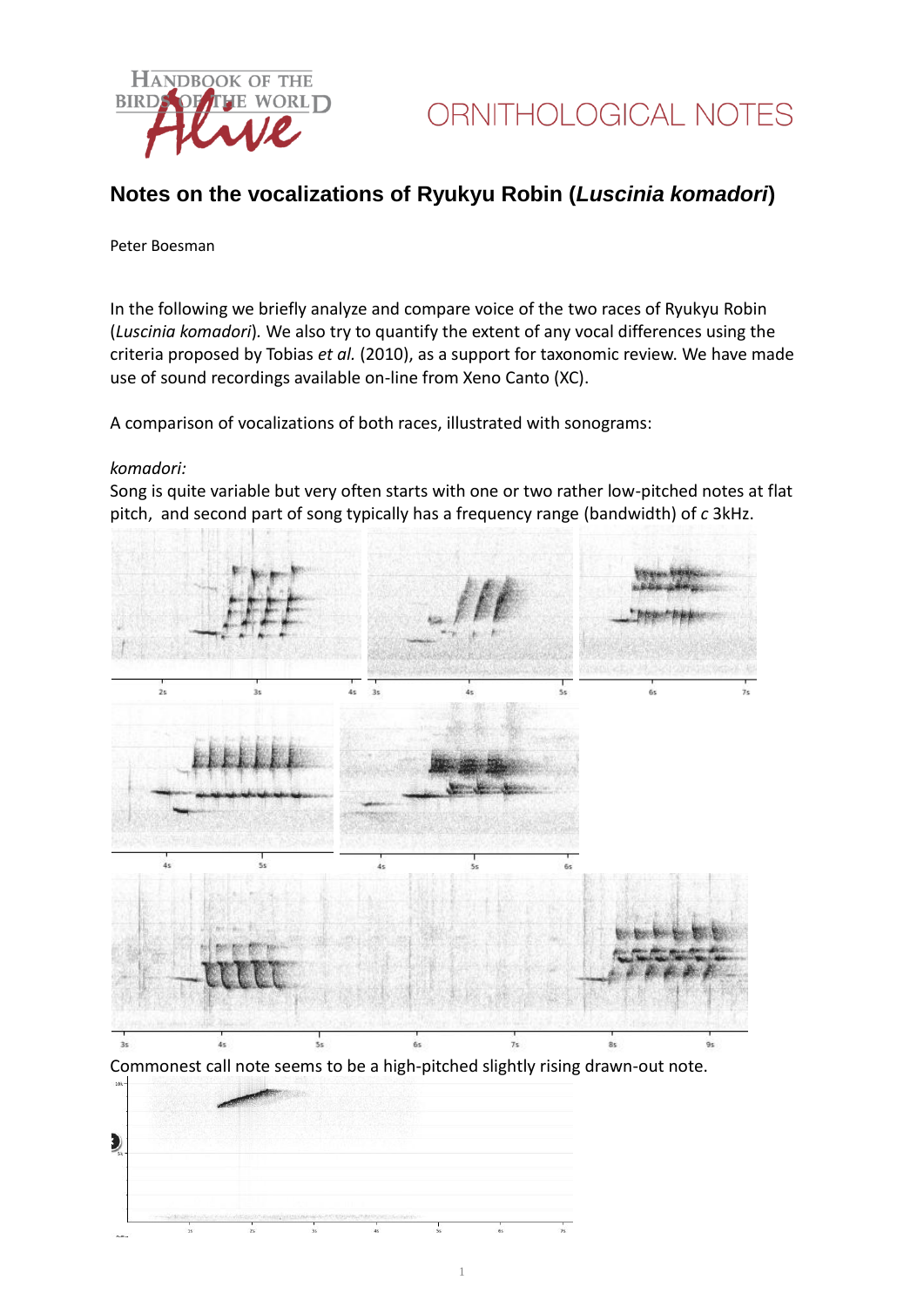# Notes on the vocalizations of Ryukyu Robin (*Luscinia komadori*)

Peter Boesman

In the following we briefly analyze and compare voice of the two races of Ryukyu Robin (*Luscinia komadori*). We also try to quantify the extent of any vocal differences using the criteria proposed by Tobias *et al.* (2010), as a support for taxonomic review. We have made use of sound recordings available on-line from Xeno Canto (XC).

A comparison of vocalizations of both races, illustrated with sonograms:

*komadori:*

Song is quite variable but very often starts with one or two rather low-pitched notes at flat pitch, and second part of song typically has a frequency range (bandwidth) of *c* 3kHz.

Commonest call note seems to be a high-pitched slightly rising drawn-out note.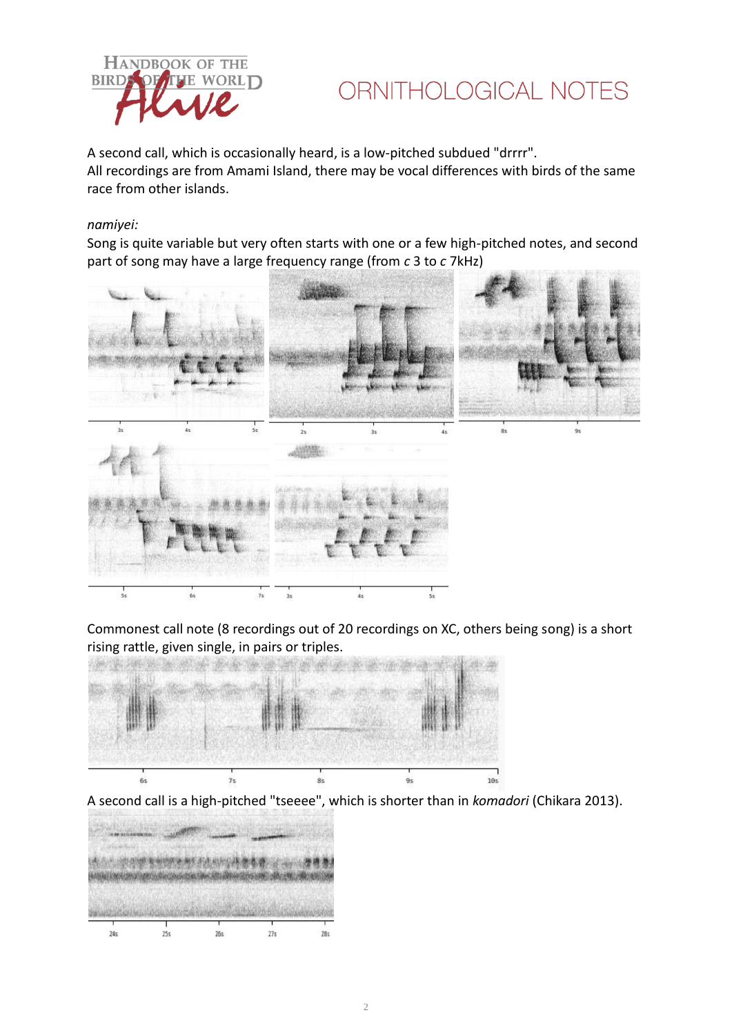A second call, which is occasionally heard, is a low-pitched subdued "drrrr".
All recordings are from Amami Island, there may be vocal differences with birds of the same race from other islands.

*namiyei:*
Song is quite variable but very often starts with one or a few high-pitched notes, and second part of song may have a large frequency range (from *c* 3 to *c* 7kHz)

Commonest call note (8 recordings out of 20 recordings on XC, others being song) is a short rising rattle, given single, in pairs or triples.

A second call is a high-pitched "tseeee", which is shorter than in *komadori* (Chikara 2013).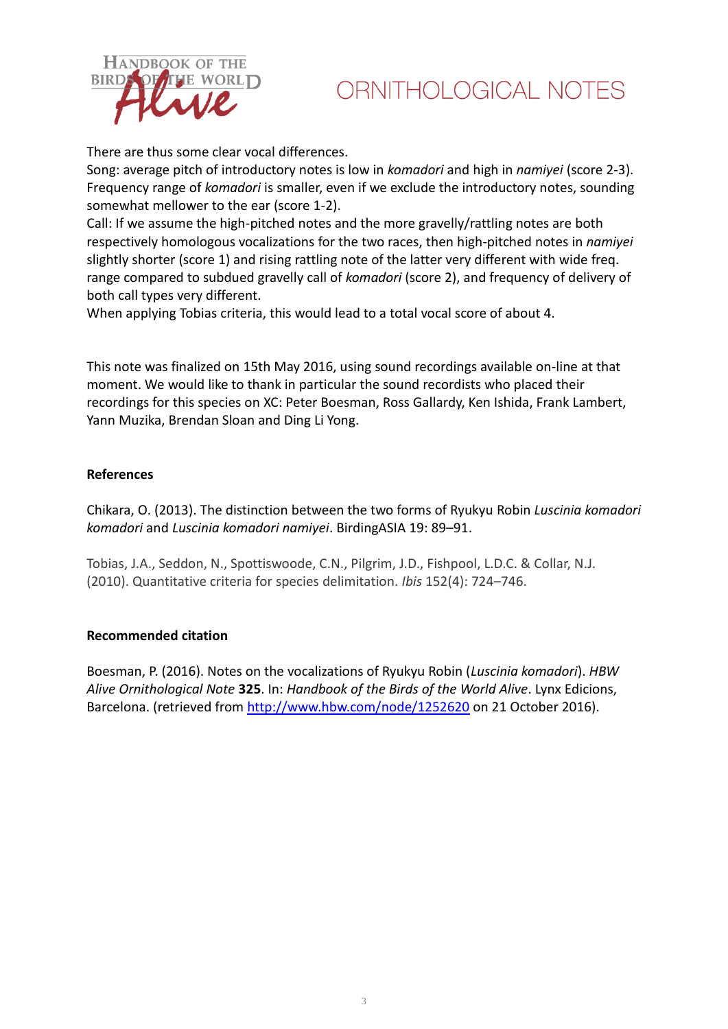There are thus some clear vocal differences.
Song: average pitch of introductory notes is low in *komadori* and high in *namiyei* (score 2-3). Frequency range of *komadori* is smaller, even if we exclude the introductory notes, sounding somewhat mellower to the ear (score 1-2).
Call: If we assume the high-pitched notes and the more gravelly/rattling notes are both respectively homologous vocalizations for the two races, then high-pitched notes in *namiyei* slightly shorter (score 1) and rising rattling note of the latter very different with wide freq. range compared to subdued gravelly call of *komadori* (score 2), and frequency of delivery of both call types very different.
When applying Tobias criteria, this would lead to a total vocal score of about 4.

This note was finalized on 15th May 2016, using sound recordings available on-line at that moment. We would like to thank in particular the sound recordists who placed their recordings for this species on XC: Peter Boesman, Ross Gallardy, Ken Ishida, Frank Lambert, Yann Muzika, Brendan Sloan and Ding Li Yong.

## References

Chikara, O. (2013). The distinction between the two forms of Ryukyu Robin *Luscinia komadori komadori* and *Luscinia komadori namiyei*. BirdingASIA 19: 89–91.

Tobias, J.A., Seddon, N., Spottiswoode, C.N., Pilgrim, J.D., Fishpool, L.D.C. & Collar, N.J. (2010). Quantitative criteria for species delimitation. *Ibis* 152(4): 724–746.

## Recommended citation

Boesman, P. (2016). Notes on the vocalizations of Ryukyu Robin (*Luscinia komadori*). *HBW Alive Ornithological Note* **325**. In: *Handbook of the Birds of the World Alive*. Lynx Edicions, Barcelona. (retrieved from http://www.hbw.com/node/1252620 on 21 October 2016).